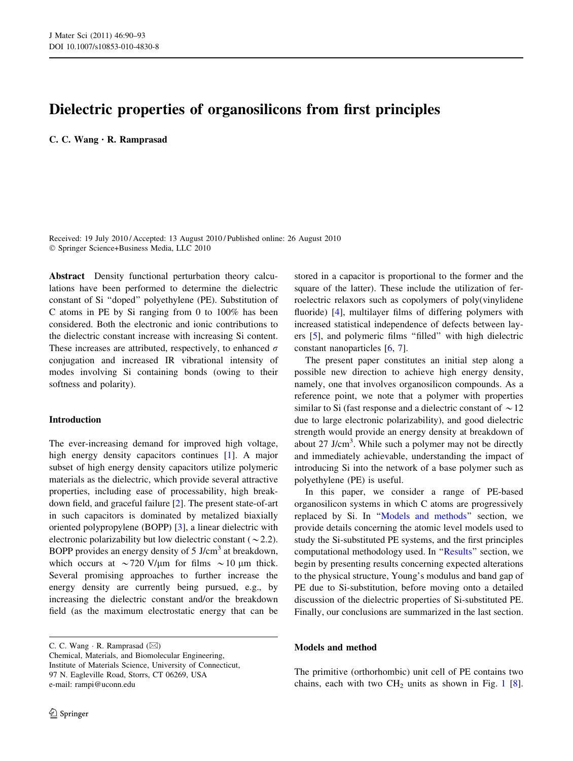# Dielectric properties of organosilicons from first principles

**C. C. Wang · R. Ramprasad**

Received: 19 July 2010 / Accepted: 13 August 2010 / Published online: 26 August 2010
© Springer Science+Business Media, LLC 2010

**Abstract** Density functional perturbation theory calculations have been performed to determine the dielectric constant of Si "doped" polyethylene (PE). Substitution of C atoms in PE by Si ranging from 0 to 100% has been considered. Both the electronic and ionic contributions to the dielectric constant increase with increasing Si content. These increases are attributed, respectively, to enhanced $\sigma$ conjugation and increased IR vibrational intensity of modes involving Si containing bonds (owing to their softness and polarity).

## Introduction

The ever-increasing demand for improved high voltage, high energy density capacitors continues [1]. A major subset of high energy density capacitors utilize polymeric materials as the dielectric, which provide several attractive properties, including ease of processability, high breakdown field, and graceful failure [2]. The present state-of-art in such capacitors is dominated by metalized biaxially oriented polypropylene (BOPP) [3], a linear dielectric with electronic polarizability but low dielectric constant ($\sim$2.2). BOPP provides an energy density of 5 J/cm$^3$ at breakdown, which occurs at $\sim$720 V/μm for films $\sim$10 μm thick. Several promising approaches to further increase the energy density are currently being pursued, e.g., by increasing the dielectric constant and/or the breakdown field (as the maximum electrostatic energy that can be stored in a capacitor is proportional to the former and the square of the latter). These include the utilization of ferroelectric relaxors such as copolymers of poly(vinylidene fluoride) [4], multilayer films of differing polymers with increased statistical independence of defects between layers [5], and polymeric films "filled" with high dielectric constant nanoparticles [6, 7].

The present paper constitutes an initial step along a possible new direction to achieve high energy density, namely, one that involves organosilicon compounds. As a reference point, we note that a polymer with properties similar to Si (fast response and a dielectric constant of $\sim$12 due to large electronic polarizability), and good dielectric strength would provide an energy density at breakdown of about 27 J/cm$^3$. While such a polymer may not be directly and immediately achievable, understanding the impact of introducing Si into the network of a base polymer such as polyethylene (PE) is useful.

In this paper, we consider a range of PE-based organosilicon systems in which C atoms are progressively replaced by Si. In "Models and methods" section, we provide details concerning the atomic level models used to study the Si-substituted PE systems, and the first principles computational methodology used. In "Results" section, we begin by presenting results concerning expected alterations to the physical structure, Young's modulus and band gap of PE due to Si-substitution, before moving onto a detailed discussion of the dielectric properties of Si-substituted PE. Finally, our conclusions are summarized in the last section.

C. C. Wang · R. Ramprasad (✉)
Chemical, Materials, and Biomolecular Engineering, Institute of Materials Science, University of Connecticut, 97 N. Eagleville Road, Storrs, CT 06269, USA
e-mail: rampi@uconn.edu

## Models and method

The primitive (orthorhombic) unit cell of PE contains two chains, each with two $CH_2$ units as shown in Fig. 1 [8].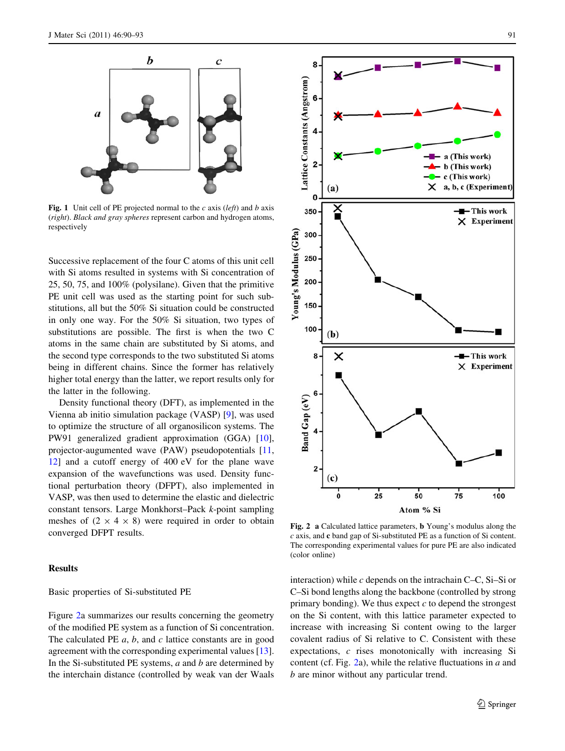Fig. 1 Unit cell of PE projected normal to the *c* axis (*left*) and *b* axis (*right*). *Black and gray spheres* represent carbon and hydrogen atoms, respectively

Successive replacement of the four C atoms of this unit cell with Si atoms resulted in systems with Si concentration of 25, 50, 75, and 100% (polysilane). Given that the primitive PE unit cell was used as the starting point for such substitutions, all but the 50% Si situation could be constructed in only one way. For the 50% Si situation, two types of substitutions are possible. The first is when the two C atoms in the same chain are substituted by Si atoms, and the second type corresponds to the two substituted Si atoms being in different chains. Since the former has relatively higher total energy than the latter, we report results only for the latter in the following.

Density functional theory (DFT), as implemented in the Vienna ab initio simulation package (VASP) [9], was used to optimize the structure of all organosilicon systems. The PW91 generalized gradient approximation (GGA) [10], projector-augumented wave (PAW) pseudopotentials [11, 12] and a cutoff energy of 400 eV for the plane wave expansion of the wavefunctions was used. Density functional perturbation theory (DFPT), also implemented in VASP, was then used to determine the elastic and dielectric constant tensors. Large Monkhorst–Pack *k*-point sampling meshes of ($2 \times 4 \times 8$) were required in order to obtain converged DFPT results.

## Results

### Basic properties of Si-substituted PE

Figure 2a summarizes our results concerning the geometry of the modified PE system as a function of Si concentration. The calculated PE *a*, *b*, and *c* lattice constants are in good agreement with the corresponding experimental values [13]. In the Si-substituted PE systems, *a* and *b* are determined by the interchain distance (controlled by weak van der Waals interaction) while *c* depends on the intrachain C–C, Si–Si or C–Si bond lengths along the backbone (controlled by strong primary bonding). We thus expect *c* to depend the strongest on the Si content, with this lattice parameter expected to increase with increasing Si content owing to the larger covalent radius of Si relative to C. Consistent with these expectations, *c* rises monotonically with increasing Si content (cf. Fig. 2a), while the relative fluctuations in *a* and *b* are minor without any particular trend.

Fig. 2 **a** Calculated lattice parameters, **b** Young's modulus along the *c* axis, and **c** band gap of Si-substituted PE as a function of Si content. The corresponding experimental values for pure PE are also indicated (color online)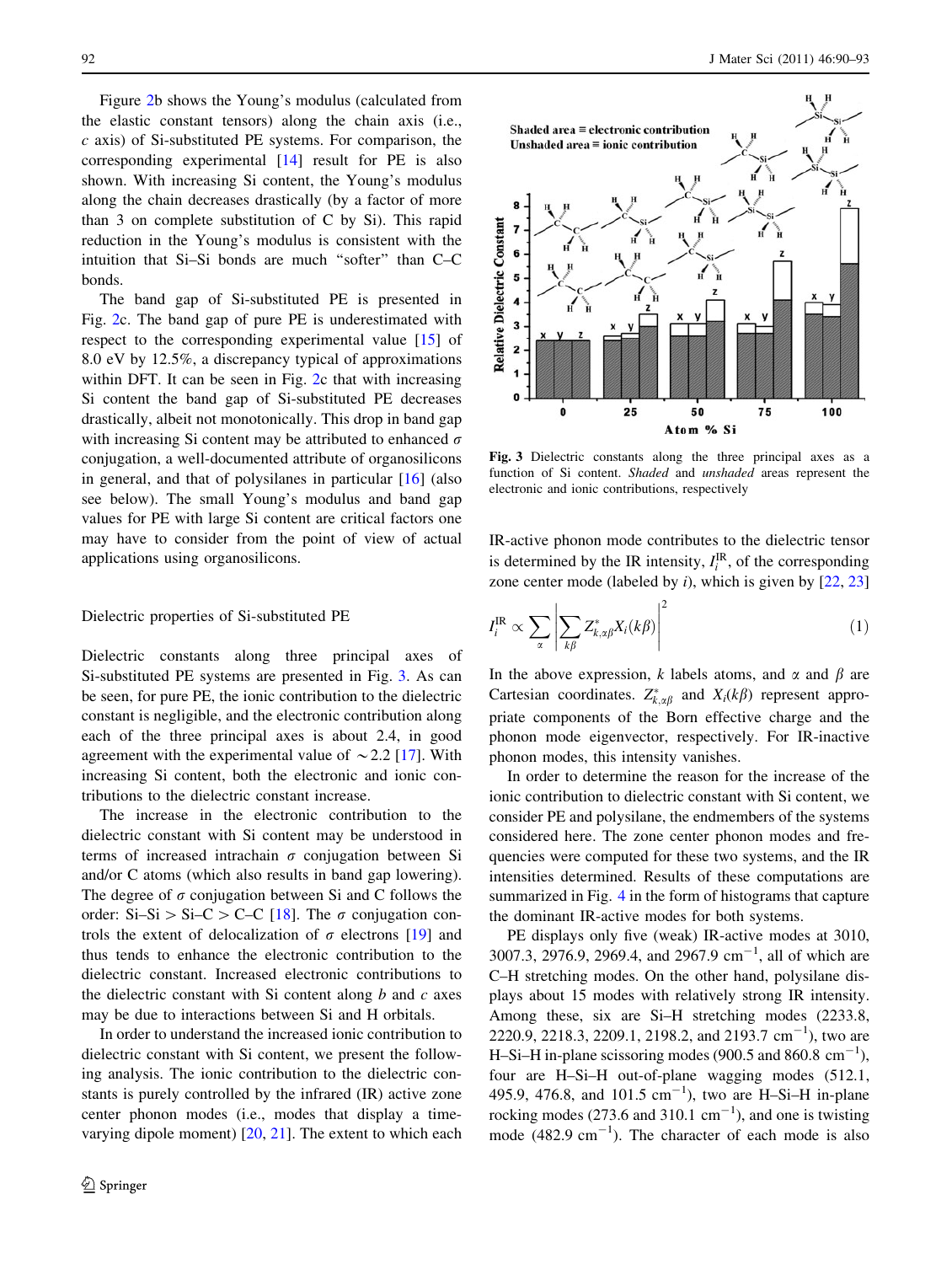Figure 2b shows the Young's modulus (calculated from the elastic constant tensors) along the chain axis (i.e., *c* axis) of Si-substituted PE systems. For comparison, the corresponding experimental [14] result for PE is also shown. With increasing Si content, the Young's modulus along the chain decreases drastically (by a factor of more than 3 on complete substitution of C by Si). This rapid reduction in the Young's modulus is consistent with the intuition that Si–Si bonds are much "softer" than C–C bonds.

The band gap of Si-substituted PE is presented in Fig. 2c. The band gap of pure PE is underestimated with respect to the corresponding experimental value [15] of 8.0 eV by 12.5%, a discrepancy typical of approximations within DFT. It can be seen in Fig. 2c that with increasing Si content the band gap of Si-substituted PE decreases drastically, albeit not monotonically. This drop in band gap with increasing Si content may be attributed to enhanced $\sigma$ conjugation, a well-documented attribute of organosilicons in general, and that of polysilanes in particular [16] (also see below). The small Young's modulus and band gap values for PE with large Si content are critical factors one may have to consider from the point of view of actual applications using organosilicons.

## Dielectric properties of Si-substituted PE

Dielectric constants along three principal axes of Si-substituted PE systems are presented in Fig. 3. As can be seen, for pure PE, the ionic contribution to the dielectric constant is negligible, and the electronic contribution along each of the three principal axes is about 2.4, in good agreement with the experimental value of $\sim$2.2 [17]. With increasing Si content, both the electronic and ionic contributions to the dielectric constant increase.

The increase in the electronic contribution to the dielectric constant with Si content may be understood in terms of increased intrachain $\sigma$ conjugation between Si and/or C atoms (which also results in band gap lowering). The degree of $\sigma$ conjugation between Si and C follows the order: Si–Si > Si–C > C–C [18]. The $\sigma$ conjugation controls the extent of delocalization of $\sigma$ electrons [19] and thus tends to enhance the electronic contribution to the dielectric constant. Increased electronic contributions to the dielectric constant with Si content along *b* and *c* axes may be due to interactions between Si and H orbitals.

In order to understand the increased ionic contribution to dielectric constant with Si content, we present the following analysis. The ionic contribution to the dielectric constants is purely controlled by the infrared (IR) active zone center phonon modes (i.e., modes that display a time-varying dipole moment) [20, 21]. The extent to which each IR-active phonon mode contributes to the dielectric tensor is determined by the IR intensity, $I_i^{\mathrm{IR}}$, of the corresponding zone center mode (labeled by *i*), which is given by [22, 23]

Fig. 3 Dielectric constants along the three principal axes as a function of Si content. *Shaded* and *unshaded* areas represent the electronic and ionic contributions, respectively

$$I_i^{\mathrm{IR}} \propto \sum_{\alpha} \left| \sum_{k\beta} Z^*_{k,\alpha\beta} X_i(k\beta) \right|^2 \tag{1}$$

In the above expression, *k* labels atoms, and $\alpha$ and $\beta$ are Cartesian coordinates. $Z^*_{k,\alpha\beta}$ and $X_i(k\beta)$ represent appropriate components of the Born effective charge and the phonon mode eigenvector, respectively. For IR-inactive phonon modes, this intensity vanishes.

In order to determine the reason for the increase of the ionic contribution to dielectric constant with Si content, we consider PE and polysilane, the endmembers of the systems considered here. The zone center phonon modes and frequencies were computed for these two systems, and the IR intensities determined. Results of these computations are summarized in Fig. 4 in the form of histograms that capture the dominant IR-active modes for both systems.

PE displays only five (weak) IR-active modes at 3010, 3007.3, 2976.9, 2969.4, and 2967.9 cm$^{-1}$, all of which are C–H stretching modes. On the other hand, polysilane displays about 15 modes with relatively strong IR intensity. Among these, six are Si–H stretching modes (2233.8, 2220.9, 2218.3, 2209.1, 2198.2, and 2193.7 cm$^{-1}$), two are H–Si–H in-plane scissoring modes (900.5 and 860.8 cm$^{-1}$), four are H–Si–H out-of-plane wagging modes (512.1, 495.9, 476.8, and 101.5 cm$^{-1}$), two are H–Si–H in-plane rocking modes (273.6 and 310.1 cm$^{-1}$), and one is twisting mode (482.9 cm$^{-1}$). The character of each mode is also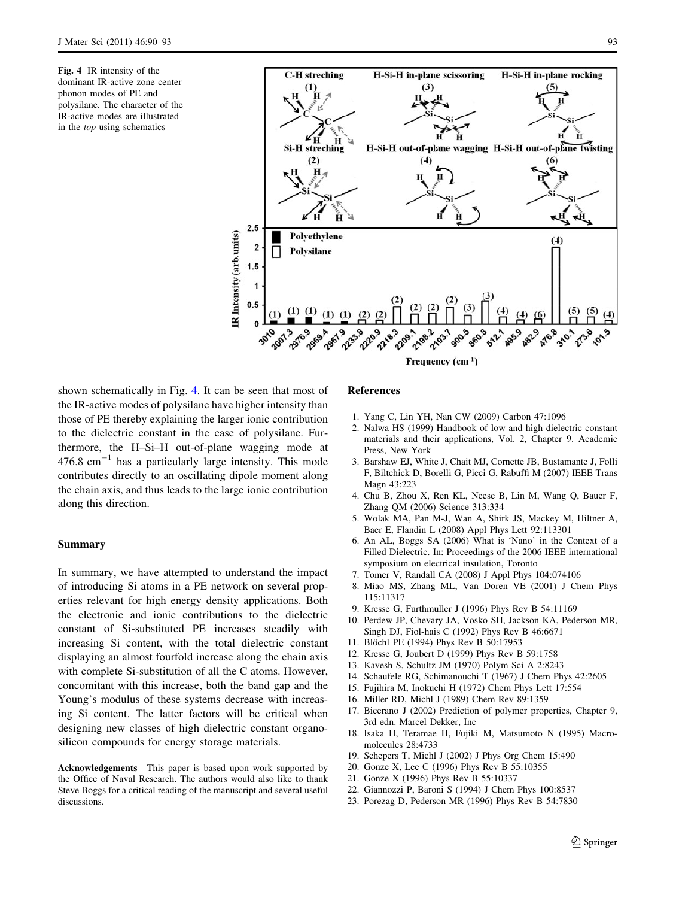Fig. 4 IR intensity of the dominant IR-active zone center phonon modes of PE and polysilane. The character of the IR-active modes are illustrated in the *top* using schematics

C-H streching (1)

Si-H streching (2)

H-Si-H in-plane scissoring (3)

H-Si-H out-of-plane wagging (4)

H-Si-H in-plane rocking (5)

H-Si-H out-of-plane twisting (6)

Polyethylene

Polysilane

IR Intensity (arb.units)

2.5
2
1.5
1
0.5
0

3010, 3007.3, 2976.9, 2969.4, 2967.9, 2233.8, 2220.9, 2218.3, 2209.1, 2198.2, 2193.7, 900.5, 860.8, 512.1, 495.9, 482.9, 476.8, 310.1, 273.6, 101.5

Frequency (cm$^{-1}$)

shown schematically in Fig. 4. It can be seen that most of the IR-active modes of polysilane have higher intensity than those of PE thereby explaining the larger ionic contribution to the dielectric constant in the case of polysilane. Furthermore, the H–Si–H out-of-plane wagging mode at 476.8 cm$^{-1}$ has a particularly large intensity. This mode contributes directly to an oscillating dipole moment along the chain axis, and thus leads to the large ionic contribution along this direction.

## Summary

In summary, we have attempted to understand the impact of introducing Si atoms in a PE network on several properties relevant for high energy density applications. Both the electronic and ionic contributions to the dielectric constant of Si-substituted PE increases steadily with increasing Si content, with the total dielectric constant displaying an almost fourfold increase along the chain axis with complete Si-substitution of all the C atoms. However, concomitant with this increase, both the band gap and the Young's modulus of these systems decrease with increasing Si content. The latter factors will be critical when designing new classes of high dielectric constant organosilicon compounds for energy storage materials.

**Acknowledgements** This paper is based upon work supported by the Office of Naval Research. The authors would also like to thank Steve Boggs for a critical reading of the manuscript and several useful discussions.

## References

1. Yang C, Lin YH, Nan CW (2009) Carbon 47:1096
2. Nalwa HS (1999) Handbook of low and high dielectric constant materials and their applications, Vol. 2, Chapter 9. Academic Press, New York
3. Barshaw EJ, White J, Chait MJ, Cornette JB, Bustamante J, Folli F, Biltchick D, Borelli G, Picci G, Rabuffi M (2007) IEEE Trans Magn 43:223
4. Chu B, Zhou X, Ren KL, Neese B, Lin M, Wang Q, Bauer F, Zhang QM (2006) Science 313:334
5. Wolak MA, Pan M-J, Wan A, Shirk JS, Mackey M, Hiltner A, Baer E, Flandin L (2008) Appl Phys Lett 92:113301
6. An AL, Boggs SA (2006) What is 'Nano' in the Context of a Filled Dielectric. In: Proceedings of the 2006 IEEE international symposium on electrical insulation, Toronto
7. Tomer V, Randall CA (2008) J Appl Phys 104:074106
8. Miao MS, Zhang ML, Van Doren VE (2001) J Chem Phys 115:11317
9. Kresse G, Furthmuller J (1996) Phys Rev B 54:11169
10. Perdew JP, Chevary JA, Vosko SH, Jackson KA, Pederson MR, Singh DJ, Fiol-hais C (1992) Phys Rev B 46:6671
11. Blöchl PE (1994) Phys Rev B 50:17953
12. Kresse G, Joubert D (1999) Phys Rev B 59:1758
13. Kavesh S, Schultz JM (1970) Polym Sci A 2:8243
14. Schaufele RG, Schimanouchi T (1967) J Chem Phys 42:2605
15. Fujihira M, Inokuchi H (1972) Chem Phys Lett 17:554
16. Miller RD, Michl J (1989) Chem Rev 89:1359
17. Bicerano J (2002) Prediction of polymer properties, Chapter 9, 3rd edn. Marcel Dekker, Inc
18. Isaka H, Teramae H, Fujiki M, Matsumoto N (1995) Macromolecules 28:4733
19. Schepers T, Michl J (2002) J Phys Org Chem 15:490
20. Gonze X, Lee C (1996) Phys Rev B 55:10355
21. Gonze X (1996) Phys Rev B 55:10337
22. Giannozzi P, Baroni S (1994) J Chem Phys 100:8537
23. Porezag D, Pederson MR (1996) Phys Rev B 54:7830